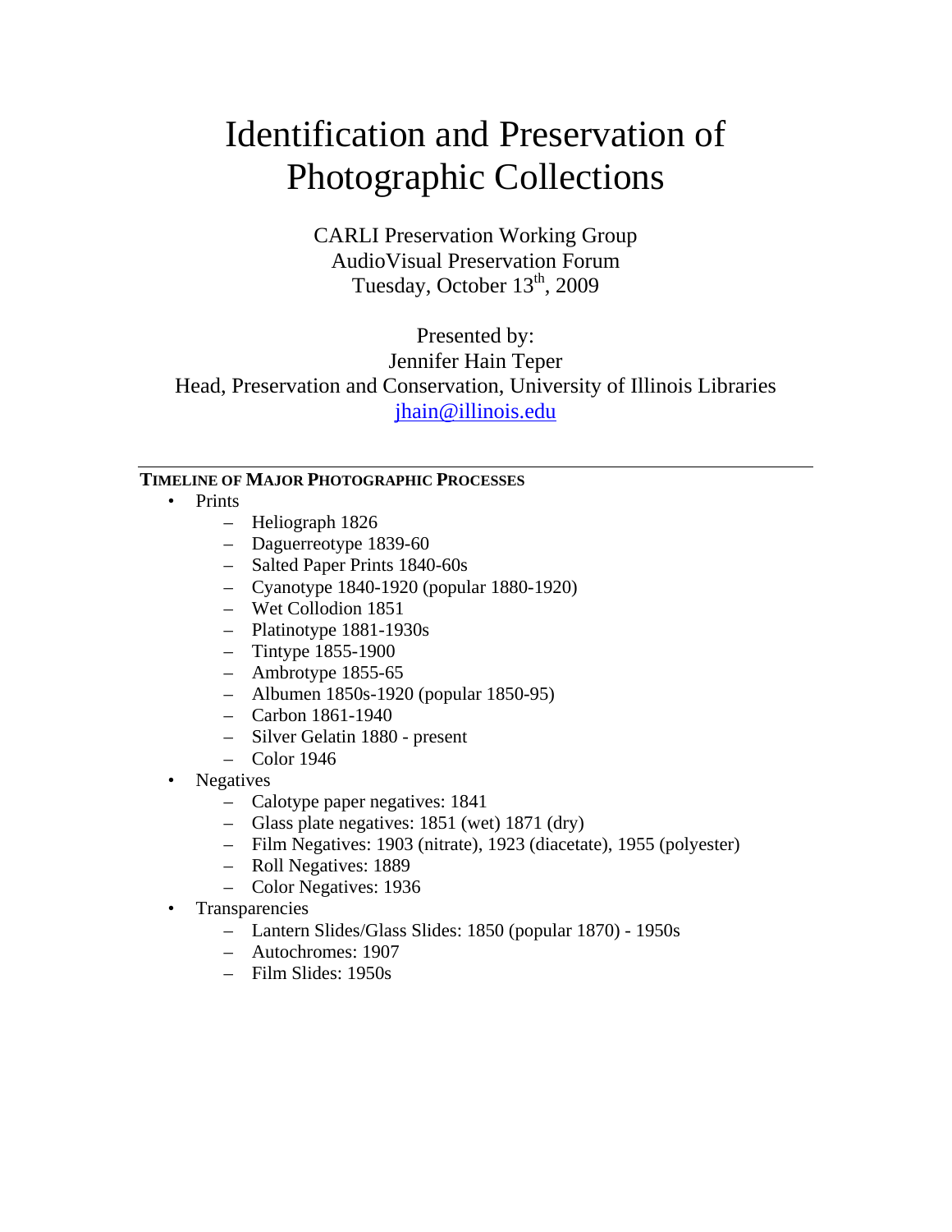# Identification and Preservation of Photographic Collections

CARLI Preservation Working Group
AudioVisual Preservation Forum
Tuesday, October 13th, 2009

Presented by:
Jennifer Hain Teper
Head, Preservation and Conservation, University of Illinois Libraries
jhain@illinois.edu

---

## Timeline of Major Photographic Processes

- Prints
  - Heliograph 1826
  - Daguerreotype 1839-60
  - Salted Paper Prints 1840-60s
  - Cyanotype 1840-1920 (popular 1880-1920)
  - Wet Collodion 1851
  - Platinotype 1881-1930s
  - Tintype 1855-1900
  - Ambrotype 1855-65
  - Albumen 1850s-1920 (popular 1850-95)
  - Carbon 1861-1940
  - Silver Gelatin 1880 - present
  - Color 1946
- Negatives
  - Calotype paper negatives: 1841
  - Glass plate negatives: 1851 (wet) 1871 (dry)
  - Film Negatives: 1903 (nitrate), 1923 (diacetate), 1955 (polyester)
  - Roll Negatives: 1889
  - Color Negatives: 1936
- Transparencies
  - Lantern Slides/Glass Slides: 1850 (popular 1870) - 1950s
  - Autochromes: 1907
  - Film Slides: 1950s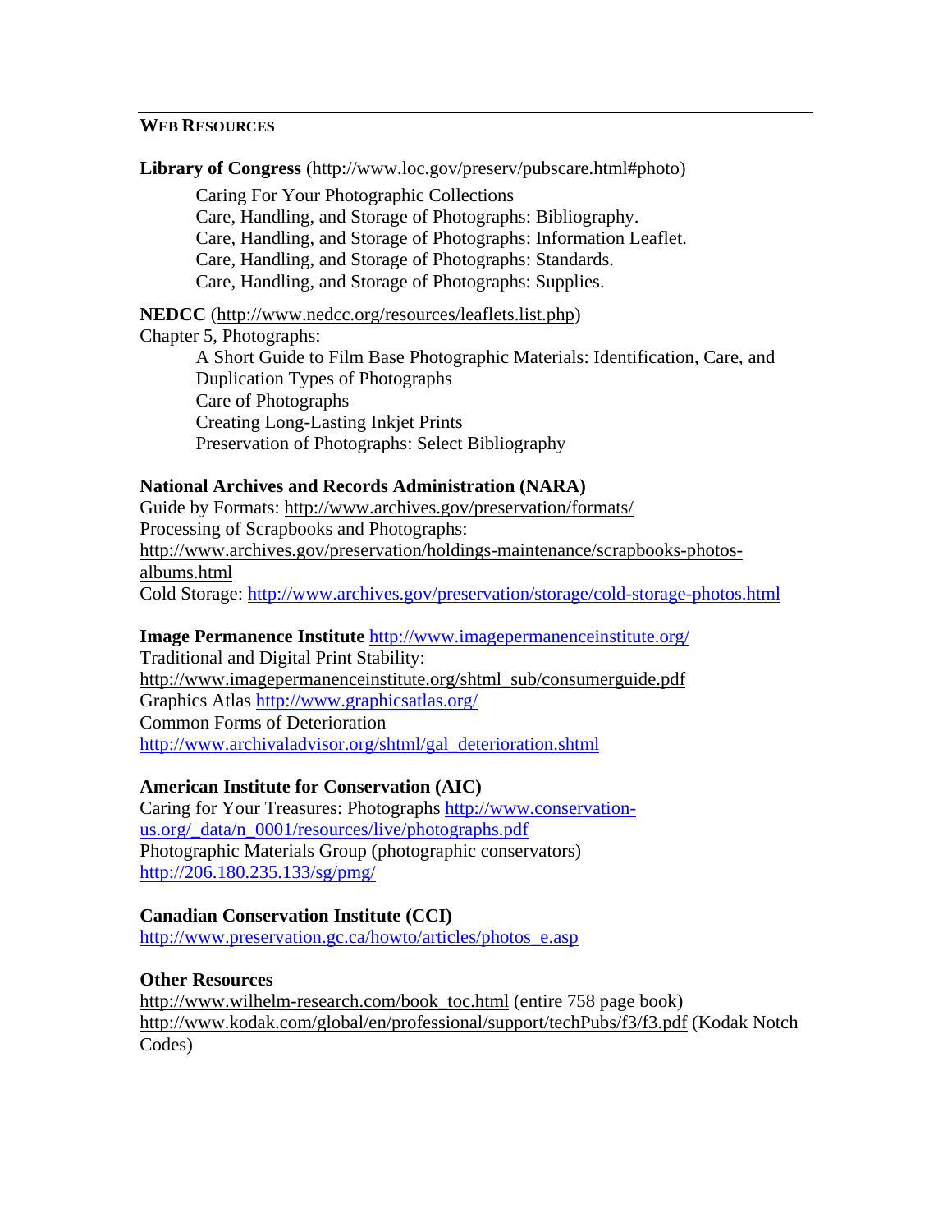## WEB RESOURCES

**Library of Congress** (http://www.loc.gov/preserv/pubscare.html#photo)

Caring For Your Photographic Collections
Care, Handling, and Storage of Photographs: Bibliography.
Care, Handling, and Storage of Photographs: Information Leaflet.
Care, Handling, and Storage of Photographs: Standards.
Care, Handling, and Storage of Photographs: Supplies.

**NEDCC** (http://www.nedcc.org/resources/leaflets.list.php)
Chapter 5, Photographs:

A Short Guide to Film Base Photographic Materials: Identification, Care, and Duplication Types of Photographs
Care of Photographs
Creating Long-Lasting Inkjet Prints
Preservation of Photographs: Select Bibliography

**National Archives and Records Administration (NARA)**
Guide by Formats: http://www.archives.gov/preservation/formats/
Processing of Scrapbooks and Photographs:
http://www.archives.gov/preservation/holdings-maintenance/scrapbooks-photos-albums.html
Cold Storage: http://www.archives.gov/preservation/storage/cold-storage-photos.html

**Image Permanence Institute** http://www.imagepermanenceinstitute.org/
Traditional and Digital Print Stability:
http://www.imagepermanenceinstitute.org/shtml_sub/consumerguide.pdf
Graphics Atlas http://www.graphicsatlas.org/
Common Forms of Deterioration
http://www.archivaladvisor.org/shtml/gal_deterioration.shtml

**American Institute for Conservation (AIC)**
Caring for Your Treasures: Photographs http://www.conservation-us.org/_data/n_0001/resources/live/photographs.pdf
Photographic Materials Group (photographic conservators)
http://206.180.235.133/sg/pmg/

**Canadian Conservation Institute (CCI)**
http://www.preservation.gc.ca/howto/articles/photos_e.asp

**Other Resources**
http://www.wilhelm-research.com/book_toc.html (entire 758 page book)
http://www.kodak.com/global/en/professional/support/techPubs/f3/f3.pdf (Kodak Notch Codes)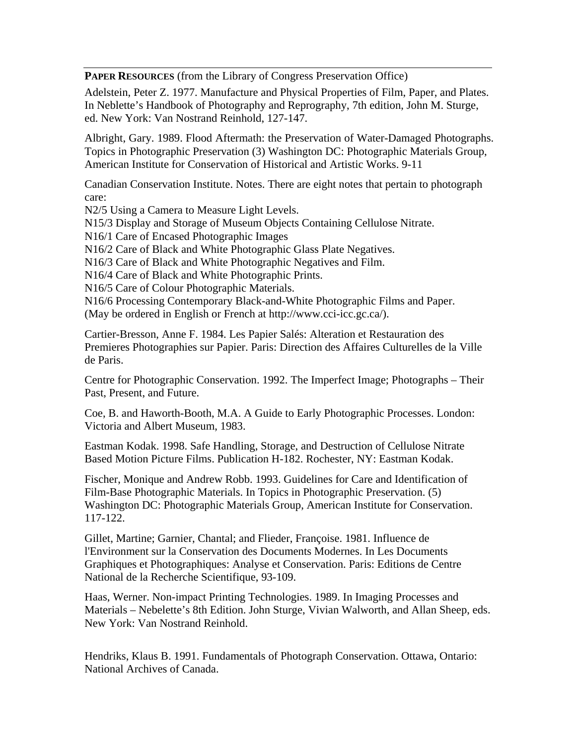**PAPER RESOURCES** (from the Library of Congress Preservation Office)

Adelstein, Peter Z. 1977. Manufacture and Physical Properties of Film, Paper, and Plates. In Neblette's Handbook of Photography and Reprography, 7th edition, John M. Sturge, ed. New York: Van Nostrand Reinhold, 127-147.

Albright, Gary. 1989. Flood Aftermath: the Preservation of Water-Damaged Photographs. Topics in Photographic Preservation (3) Washington DC: Photographic Materials Group, American Institute for Conservation of Historical and Artistic Works. 9-11

Canadian Conservation Institute. Notes. There are eight notes that pertain to photograph care:
N2/5 Using a Camera to Measure Light Levels.
N15/3 Display and Storage of Museum Objects Containing Cellulose Nitrate.
N16/1 Care of Encased Photographic Images
N16/2 Care of Black and White Photographic Glass Plate Negatives.
N16/3 Care of Black and White Photographic Negatives and Film.
N16/4 Care of Black and White Photographic Prints.
N16/5 Care of Colour Photographic Materials.
N16/6 Processing Contemporary Black-and-White Photographic Films and Paper.
(May be ordered in English or French at http://www.cci-icc.gc.ca/).

Cartier-Bresson, Anne F. 1984. Les Papier Salés: Alteration et Restauration des Premieres Photographies sur Papier. Paris: Direction des Affaires Culturelles de la Ville de Paris.

Centre for Photographic Conservation. 1992. The Imperfect Image; Photographs – Their Past, Present, and Future.

Coe, B. and Haworth-Booth, M.A. A Guide to Early Photographic Processes. London: Victoria and Albert Museum, 1983.

Eastman Kodak. 1998. Safe Handling, Storage, and Destruction of Cellulose Nitrate Based Motion Picture Films. Publication H-182. Rochester, NY: Eastman Kodak.

Fischer, Monique and Andrew Robb. 1993. Guidelines for Care and Identification of Film-Base Photographic Materials. In Topics in Photographic Preservation. (5) Washington DC: Photographic Materials Group, American Institute for Conservation. 117-122.

Gillet, Martine; Garnier, Chantal; and Flieder, Françoise. 1981. Influence de l'Environment sur la Conservation des Documents Modernes. In Les Documents Graphiques et Photographiques: Analyse et Conservation. Paris: Editions de Centre National de la Recherche Scientifique, 93-109.

Haas, Werner. Non-impact Printing Technologies. 1989. In Imaging Processes and Materials – Nebelette's 8th Edition. John Sturge, Vivian Walworth, and Allan Sheep, eds. New York: Van Nostrand Reinhold.

Hendriks, Klaus B. 1991. Fundamentals of Photograph Conservation. Ottawa, Ontario: National Archives of Canada.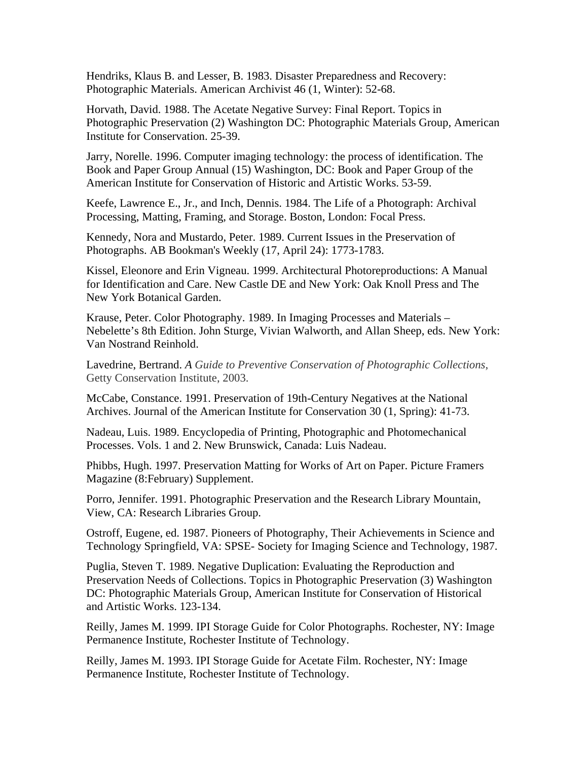Hendriks, Klaus B. and Lesser, B. 1983. Disaster Preparedness and Recovery: Photographic Materials. American Archivist 46 (1, Winter): 52-68.

Horvath, David. 1988. The Acetate Negative Survey: Final Report. Topics in Photographic Preservation (2) Washington DC: Photographic Materials Group, American Institute for Conservation. 25-39.

Jarry, Norelle. 1996. Computer imaging technology: the process of identification. The Book and Paper Group Annual (15) Washington, DC: Book and Paper Group of the American Institute for Conservation of Historic and Artistic Works. 53-59.

Keefe, Lawrence E., Jr., and Inch, Dennis. 1984. The Life of a Photograph: Archival Processing, Matting, Framing, and Storage. Boston, London: Focal Press.

Kennedy, Nora and Mustardo, Peter. 1989. Current Issues in the Preservation of Photographs. AB Bookman's Weekly (17, April 24): 1773-1783.

Kissel, Eleonore and Erin Vigneau. 1999. Architectural Photoreproductions: A Manual for Identification and Care. New Castle DE and New York: Oak Knoll Press and The New York Botanical Garden.

Krause, Peter. Color Photography. 1989. In Imaging Processes and Materials – Nebelette's 8th Edition. John Sturge, Vivian Walworth, and Allan Sheep, eds. New York: Van Nostrand Reinhold.

Lavedrine, Bertrand. *A Guide to Preventive Conservation of Photographic Collections*, Getty Conservation Institute, 2003.

McCabe, Constance. 1991. Preservation of 19th-Century Negatives at the National Archives. Journal of the American Institute for Conservation 30 (1, Spring): 41-73.

Nadeau, Luis. 1989. Encyclopedia of Printing, Photographic and Photomechanical Processes. Vols. 1 and 2. New Brunswick, Canada: Luis Nadeau.

Phibbs, Hugh. 1997. Preservation Matting for Works of Art on Paper. Picture Framers Magazine (8:February) Supplement.

Porro, Jennifer. 1991. Photographic Preservation and the Research Library Mountain, View, CA: Research Libraries Group.

Ostroff, Eugene, ed. 1987. Pioneers of Photography, Their Achievements in Science and Technology Springfield, VA: SPSE- Society for Imaging Science and Technology, 1987.

Puglia, Steven T. 1989. Negative Duplication: Evaluating the Reproduction and Preservation Needs of Collections. Topics in Photographic Preservation (3) Washington DC: Photographic Materials Group, American Institute for Conservation of Historical and Artistic Works. 123-134.

Reilly, James M. 1999. IPI Storage Guide for Color Photographs. Rochester, NY: Image Permanence Institute, Rochester Institute of Technology.

Reilly, James M. 1993. IPI Storage Guide for Acetate Film. Rochester, NY: Image Permanence Institute, Rochester Institute of Technology.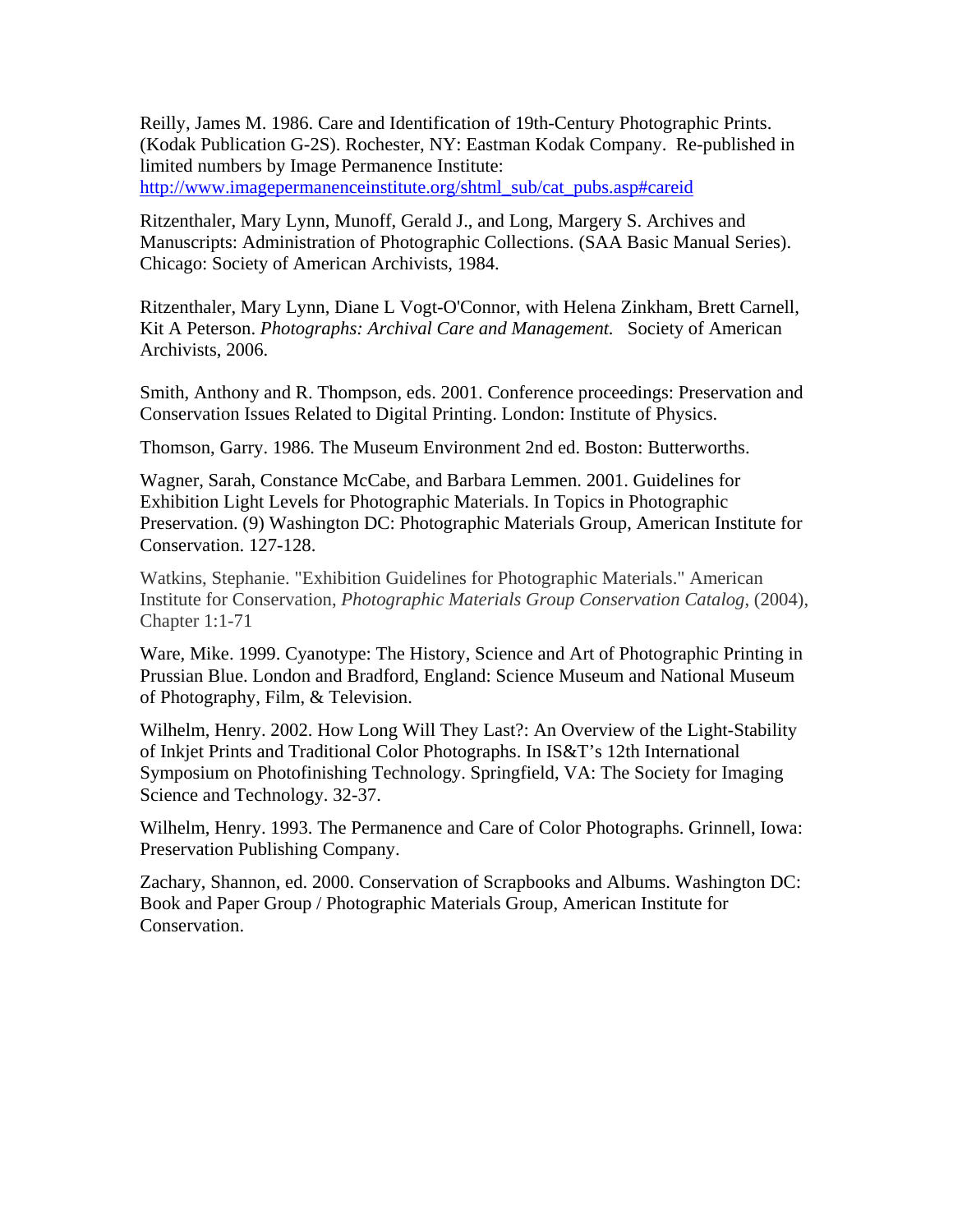Reilly, James M. 1986. Care and Identification of 19th-Century Photographic Prints. (Kodak Publication G-2S). Rochester, NY: Eastman Kodak Company. Re-published in limited numbers by Image Permanence Institute: [http://www.imagepermanenceinstitute.org/shtml_sub/cat_pubs.asp#careid](http://www.imagepermanenceinstitute.org/shtml_sub/cat_pubs.asp#careid)

Ritzenthaler, Mary Lynn, Munoff, Gerald J., and Long, Margery S. Archives and Manuscripts: Administration of Photographic Collections. (SAA Basic Manual Series). Chicago: Society of American Archivists, 1984.

Ritzenthaler, Mary Lynn, Diane L Vogt-O'Connor, with Helena Zinkham, Brett Carnell, Kit A Peterson. *Photographs: Archival Care and Management.* Society of American Archivists, 2006.

Smith, Anthony and R. Thompson, eds. 2001. Conference proceedings: Preservation and Conservation Issues Related to Digital Printing. London: Institute of Physics.

Thomson, Garry. 1986. The Museum Environment 2nd ed. Boston: Butterworths.

Wagner, Sarah, Constance McCabe, and Barbara Lemmen. 2001. Guidelines for Exhibition Light Levels for Photographic Materials. In Topics in Photographic Preservation. (9) Washington DC: Photographic Materials Group, American Institute for Conservation. 127-128.

Watkins, Stephanie. "Exhibition Guidelines for Photographic Materials." American Institute for Conservation, *Photographic Materials Group Conservation Catalog*, (2004), Chapter 1:1-71

Ware, Mike. 1999. Cyanotype: The History, Science and Art of Photographic Printing in Prussian Blue. London and Bradford, England: Science Museum and National Museum of Photography, Film, & Television.

Wilhelm, Henry. 2002. How Long Will They Last?: An Overview of the Light-Stability of Inkjet Prints and Traditional Color Photographs. In IS&T's 12th International Symposium on Photofinishing Technology. Springfield, VA: The Society for Imaging Science and Technology. 32-37.

Wilhelm, Henry. 1993. The Permanence and Care of Color Photographs. Grinnell, Iowa: Preservation Publishing Company.

Zachary, Shannon, ed. 2000. Conservation of Scrapbooks and Albums. Washington DC: Book and Paper Group / Photographic Materials Group, American Institute for Conservation.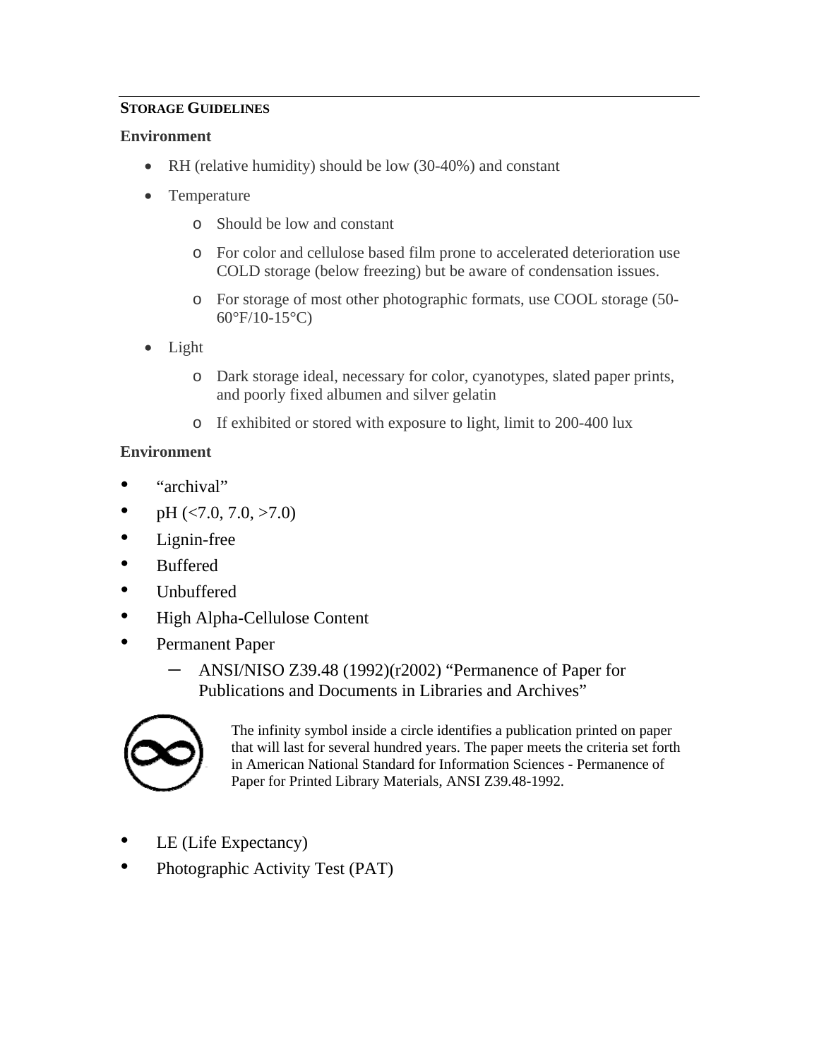**STORAGE GUIDELINES**

**Environment**

- RH (relative humidity) should be low (30-40%) and constant
- Temperature
  - Should be low and constant
  - For color and cellulose based film prone to accelerated deterioration use COLD storage (below freezing) but be aware of condensation issues.
  - For storage of most other photographic formats, use COOL storage (50-60°F/10-15°C)
- Light
  - Dark storage ideal, necessary for color, cyanotypes, slated paper prints, and poorly fixed albumen and silver gelatin
  - If exhibited or stored with exposure to light, limit to 200-400 lux

**Environment**

- "archival"
- pH (<7.0, 7.0, >7.0)
- Lignin-free
- Buffered
- Unbuffered
- High Alpha-Cellulose Content
- Permanent Paper
  - ANSI/NISO Z39.48 (1992)(r2002) "Permanence of Paper for Publications and Documents in Libraries and Archives"

∞

The infinity symbol inside a circle identifies a publication printed on paper that will last for several hundred years. The paper meets the criteria set forth in American National Standard for Information Sciences - Permanence of Paper for Printed Library Materials, ANSI Z39.48-1992.

- LE (Life Expectancy)
- Photographic Activity Test (PAT)